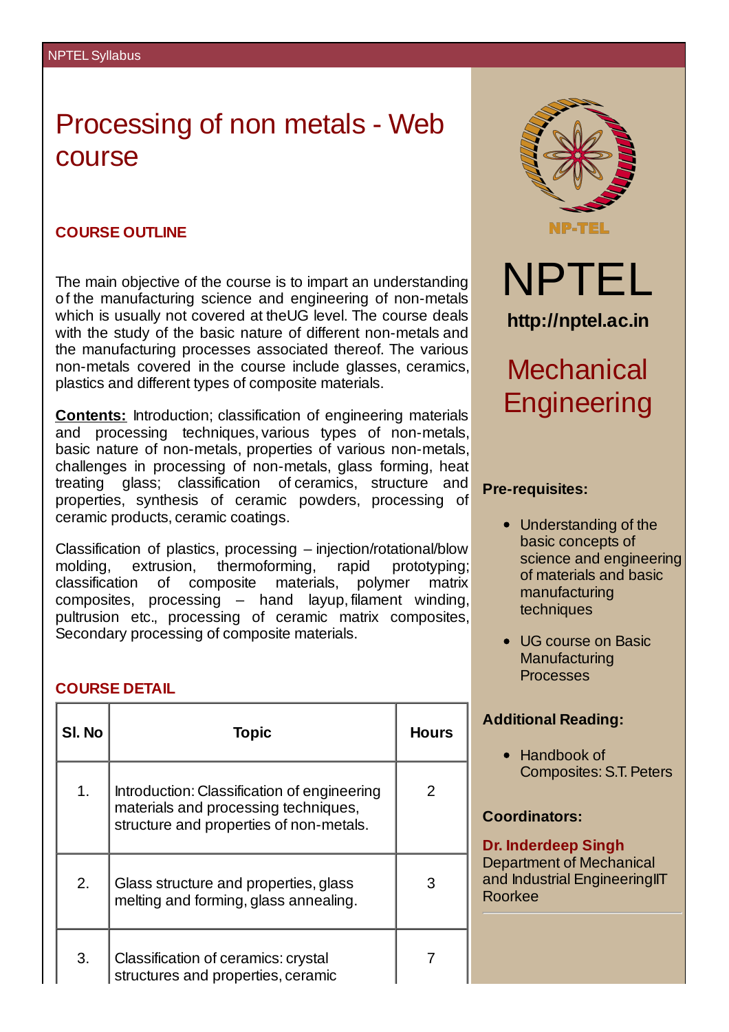NPTEL Syllabus

# Processing of non metals - Web course

## COURSE OUTLINE

The main objective of the course is to impart an understanding of the manufacturing science and engineering of non-metals which is usually not covered at theUG level. The course deals with the study of the basic nature of different non-metals and the manufacturing processes associated thereof. The various non-metals covered in the course include glasses, ceramics, plastics and different types of composite materials.

**Contents:** Introduction; classification of engineering materials and processing techniques, various types of non-metals, basic nature of non-metals, properties of various non-metals, challenges in processing of non-metals, glass forming, heat treating glass; classification of ceramics, structure and properties, synthesis of ceramic powders, processing of ceramic products, ceramic coatings.

Classification of plastics, processing – injection/rotational/blow molding, extrusion, thermoforming, rapid prototyping; classification of composite materials, polymer matrix composites, processing – hand layup, filament winding, pultrusion etc., processing of ceramic matrix composites, Secondary processing of composite materials.

## COURSE DETAIL

| Sl. No | Topic | Hours |
|---|---|---|
| 1. | Introduction: Classification of engineering materials and processing techniques, structure and properties of non-metals. | 2 |
| 2. | Glass structure and properties, glass melting and forming, glass annealing. | 3 |
| 3. | Classification of ceramics: crystal structures and properties, ceramic | 7 |

NP-TEL

# NPTEL

**http://nptel.ac.in**

## Mechanical Engineering

### Pre-requisites:

- Understanding of the basic concepts of science and engineering of materials and basic manufacturing techniques
- UG course on Basic Manufacturing Processes

### Additional Reading:

- Handbook of Composites: S.T. Peters

### Coordinators:

**Dr. Inderdeep Singh**
Department of Mechanical and Industrial EngineeringIIT Roorkee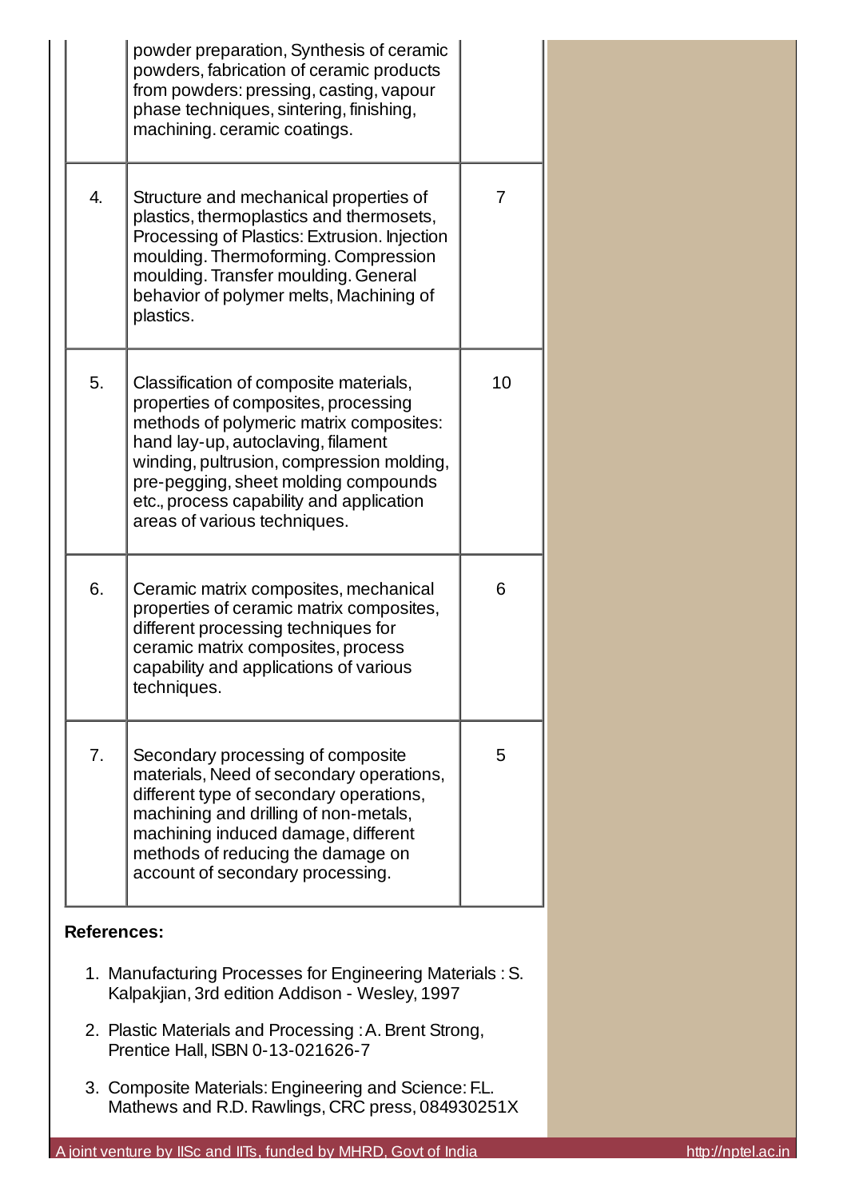| | | |
|---|---|---|
| | powder preparation, Synthesis of ceramic powders, fabrication of ceramic products from powders: pressing, casting, vapour phase techniques, sintering, finishing, machining. ceramic coatings. | |
| 4. | Structure and mechanical properties of plastics, thermoplastics and thermosets, Processing of Plastics: Extrusion. Injection moulding. Thermoforming. Compression moulding. Transfer moulding. General behavior of polymer melts, Machining of plastics. | 7 |
| 5. | Classification of composite materials, properties of composites, processing methods of polymeric matrix composites: hand lay-up, autoclaving, filament winding, pultrusion, compression molding, pre-pegging, sheet molding compounds etc., process capability and application areas of various techniques. | 10 |
| 6. | Ceramic matrix composites, mechanical properties of ceramic matrix composites, different processing techniques for ceramic matrix composites, process capability and applications of various techniques. | 6 |
| 7. | Secondary processing of composite materials, Need of secondary operations, different type of secondary operations, machining and drilling of non-metals, machining induced damage, different methods of reducing the damage on account of secondary processing. | 5 |

**References:**

1. Manufacturing Processes for Engineering Materials : S. Kalpakjian, 3rd edition Addison - Wesley, 1997
2. Plastic Materials and Processing : A. Brent Strong, Prentice Hall, ISBN 0-13-021626-7
3. Composite Materials: Engineering and Science: F.L. Mathews and R.D. Rawlings, CRC press, 084930251X